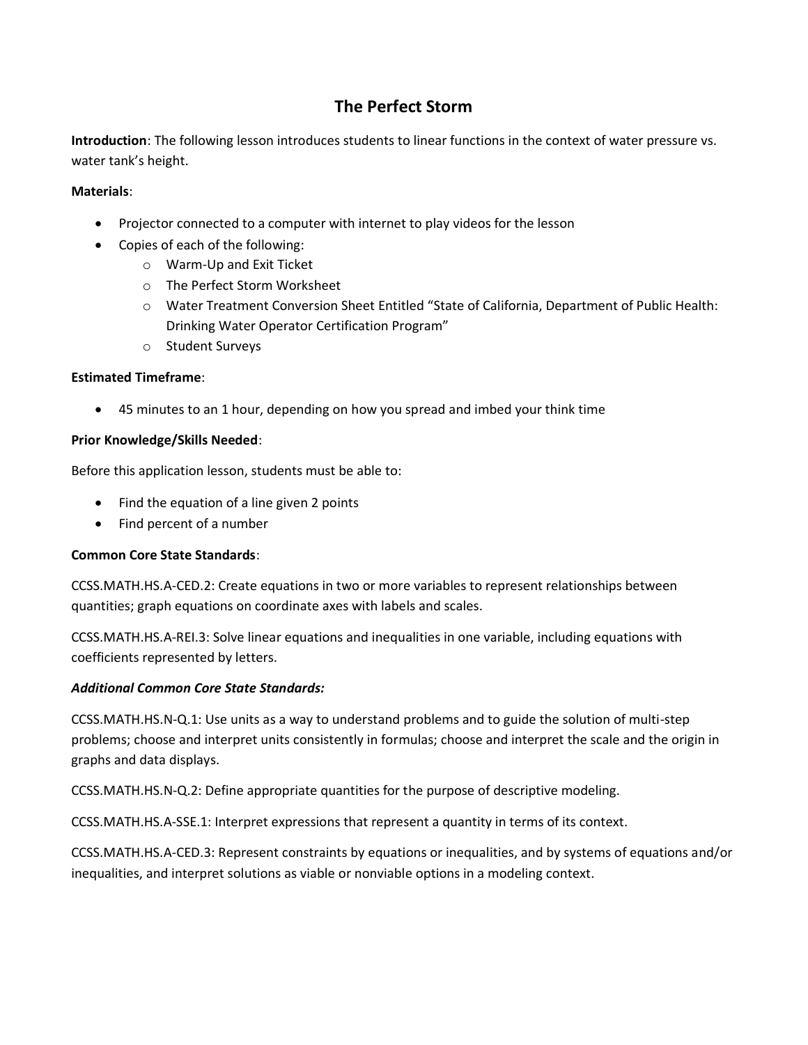# The Perfect Storm

**Introduction**: The following lesson introduces students to linear functions in the context of water pressure vs. water tank's height.

**Materials**:

- Projector connected to a computer with internet to play videos for the lesson
- Copies of each of the following:
  - Warm-Up and Exit Ticket
  - The Perfect Storm Worksheet
  - Water Treatment Conversion Sheet Entitled "State of California, Department of Public Health: Drinking Water Operator Certification Program"
  - Student Surveys

**Estimated Timeframe**:

- 45 minutes to an 1 hour, depending on how you spread and imbed your think time

**Prior Knowledge/Skills Needed**:

Before this application lesson, students must be able to:

- Find the equation of a line given 2 points
- Find percent of a number

**Common Core State Standards**:

CCSS.MATH.HS.A-CED.2: Create equations in two or more variables to represent relationships between quantities; graph equations on coordinate axes with labels and scales.

CCSS.MATH.HS.A-REI.3: Solve linear equations and inequalities in one variable, including equations with coefficients represented by letters.

***Additional Common Core State Standards:***

CCSS.MATH.HS.N-Q.1: Use units as a way to understand problems and to guide the solution of multi-step problems; choose and interpret units consistently in formulas; choose and interpret the scale and the origin in graphs and data displays.

CCSS.MATH.HS.N-Q.2: Define appropriate quantities for the purpose of descriptive modeling.

CCSS.MATH.HS.A-SSE.1: Interpret expressions that represent a quantity in terms of its context.

CCSS.MATH.HS.A-CED.3: Represent constraints by equations or inequalities, and by systems of equations and/or inequalities, and interpret solutions as viable or nonviable options in a modeling context.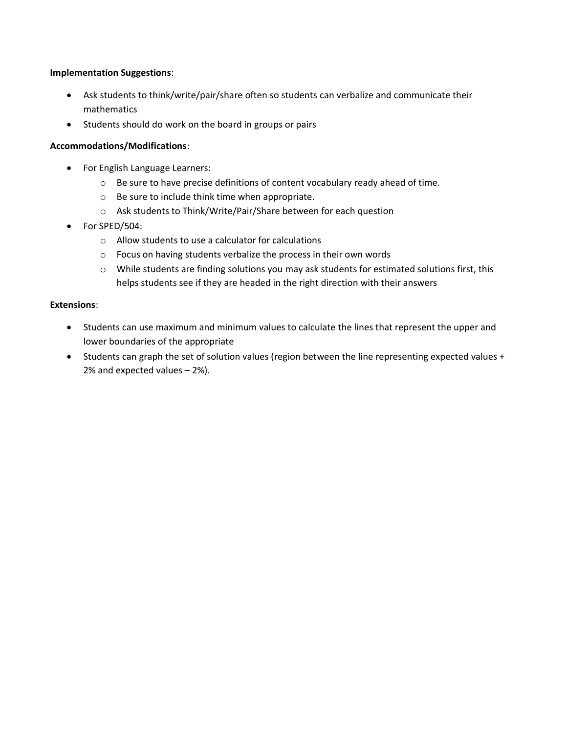**Implementation Suggestions**:

- Ask students to think/write/pair/share often so students can verbalize and communicate their mathematics
- Students should do work on the board in groups or pairs

**Accommodations/Modifications**:

- For English Language Learners:
    - Be sure to have precise definitions of content vocabulary ready ahead of time.
    - Be sure to include think time when appropriate.
    - Ask students to Think/Write/Pair/Share between for each question
- For SPED/504:
    - Allow students to use a calculator for calculations
    - Focus on having students verbalize the process in their own words
    - While students are finding solutions you may ask students for estimated solutions first, this helps students see if they are headed in the right direction with their answers

**Extensions**:

- Students can use maximum and minimum values to calculate the lines that represent the upper and lower boundaries of the appropriate
- Students can graph the set of solution values (region between the line representing expected values + 2% and expected values – 2%).